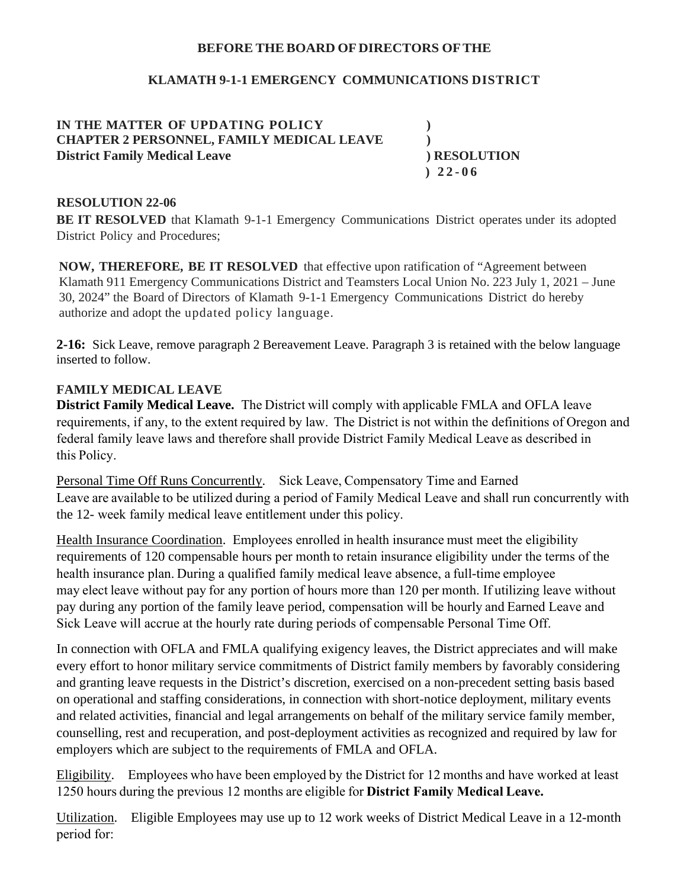**BEFORE THE BOARD OF DIRECTORS OF THE**

**KLAMATH 9-1-1 EMERGENCY COMMUNICATIONS DISTRICT**

| | |
|---|---|
| **IN THE MATTER OF UPDATING POLICY** | **)** |
| **CHAPTER 2 PERSONNEL, FAMILY MEDICAL LEAVE** | **)** |
| **District Family Medical Leave** | **) RESOLUTION** |
| | **) 22-06** |

**RESOLUTION 22-06**

**BE IT RESOLVED** that Klamath 9-1-1 Emergency Communications District operates under its adopted District Policy and Procedures;

**NOW, THEREFORE, BE IT RESOLVED** that effective upon ratification of "Agreement between Klamath 911 Emergency Communications District and Teamsters Local Union No. 223 July 1, 2021 – June 30, 2024" the Board of Directors of Klamath 9-1-1 Emergency Communications District do hereby authorize and adopt the updated policy language.

**2-16:** Sick Leave, remove paragraph 2 Bereavement Leave. Paragraph 3 is retained with the below language inserted to follow.

**FAMILY MEDICAL LEAVE**

**District Family Medical Leave.** The District will comply with applicable FMLA and OFLA leave requirements, if any, to the extent required by law. The District is not within the definitions of Oregon and federal family leave laws and therefore shall provide District Family Medical Leave as described in this Policy.

Personal Time Off Runs Concurrently. Sick Leave, Compensatory Time and Earned Leave are available to be utilized during a period of Family Medical Leave and shall run concurrently with the 12- week family medical leave entitlement under this policy.

Health Insurance Coordination. Employees enrolled in health insurance must meet the eligibility requirements of 120 compensable hours per month to retain insurance eligibility under the terms of the health insurance plan. During a qualified family medical leave absence, a full-time employee may elect leave without pay for any portion of hours more than 120 per month. If utilizing leave without pay during any portion of the family leave period, compensation will be hourly and Earned Leave and Sick Leave will accrue at the hourly rate during periods of compensable Personal Time Off.

In connection with OFLA and FMLA qualifying exigency leaves, the District appreciates and will make every effort to honor military service commitments of District family members by favorably considering and granting leave requests in the District's discretion, exercised on a non-precedent setting basis based on operational and staffing considerations, in connection with short-notice deployment, military events and related activities, financial and legal arrangements on behalf of the military service family member, counselling, rest and recuperation, and post-deployment activities as recognized and required by law for employers which are subject to the requirements of FMLA and OFLA.

Eligibility. Employees who have been employed by the District for 12 months and have worked at least 1250 hours during the previous 12 months are eligible for **District Family Medical Leave.**

Utilization. Eligible Employees may use up to 12 work weeks of District Medical Leave in a 12-month period for: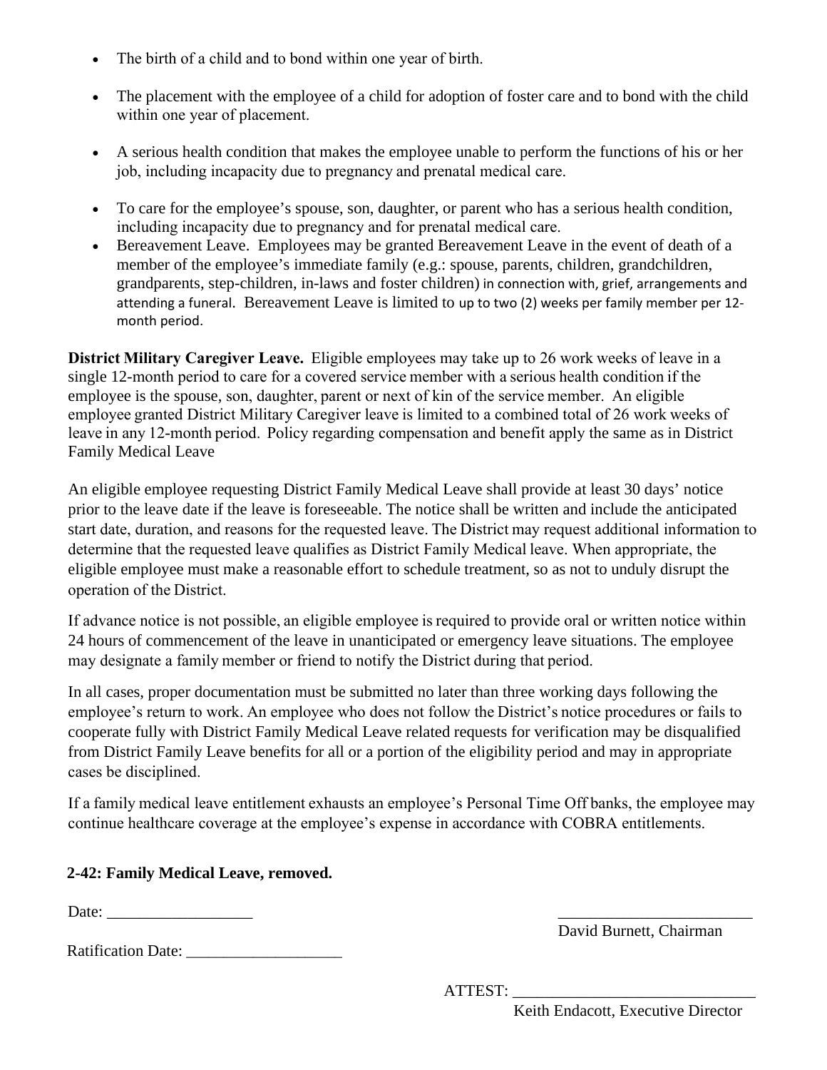- The birth of a child and to bond within one year of birth.
- The placement with the employee of a child for adoption of foster care and to bond with the child within one year of placement.
- A serious health condition that makes the employee unable to perform the functions of his or her job, including incapacity due to pregnancy and prenatal medical care.
- To care for the employee's spouse, son, daughter, or parent who has a serious health condition, including incapacity due to pregnancy and for prenatal medical care.
- Bereavement Leave. Employees may be granted Bereavement Leave in the event of death of a member of the employee's immediate family (e.g.: spouse, parents, children, grandchildren, grandparents, step-children, in-laws and foster children) in connection with, grief, arrangements and attending a funeral. Bereavement Leave is limited to up to two (2) weeks per family member per 12-month period.

**District Military Caregiver Leave.** Eligible employees may take up to 26 work weeks of leave in a single 12-month period to care for a covered service member with a serious health condition if the employee is the spouse, son, daughter, parent or next of kin of the service member. An eligible employee granted District Military Caregiver leave is limited to a combined total of 26 work weeks of leave in any 12-month period. Policy regarding compensation and benefit apply the same as in District Family Medical Leave

An eligible employee requesting District Family Medical Leave shall provide at least 30 days' notice prior to the leave date if the leave is foreseeable. The notice shall be written and include the anticipated start date, duration, and reasons for the requested leave. The District may request additional information to determine that the requested leave qualifies as District Family Medical leave. When appropriate, the eligible employee must make a reasonable effort to schedule treatment, so as not to unduly disrupt the operation of the District.

If advance notice is not possible, an eligible employee is required to provide oral or written notice within 24 hours of commencement of the leave in unanticipated or emergency leave situations. The employee may designate a family member or friend to notify the District during that period.

In all cases, proper documentation must be submitted no later than three working days following the employee's return to work. An employee who does not follow the District's notice procedures or fails to cooperate fully with District Family Medical Leave related requests for verification may be disqualified from District Family Leave benefits for all or a portion of the eligibility period and may in appropriate cases be disciplined.

If a family medical leave entitlement exhausts an employee's Personal Time Off banks, the employee may continue healthcare coverage at the employee's expense in accordance with COBRA entitlements.

**2-42: Family Medical Leave, removed.**

Date: __________________

_________________________
David Burnett, Chairman

Ratification Date: ___________________

ATTEST: _____________________________
Keith Endacott, Executive Director